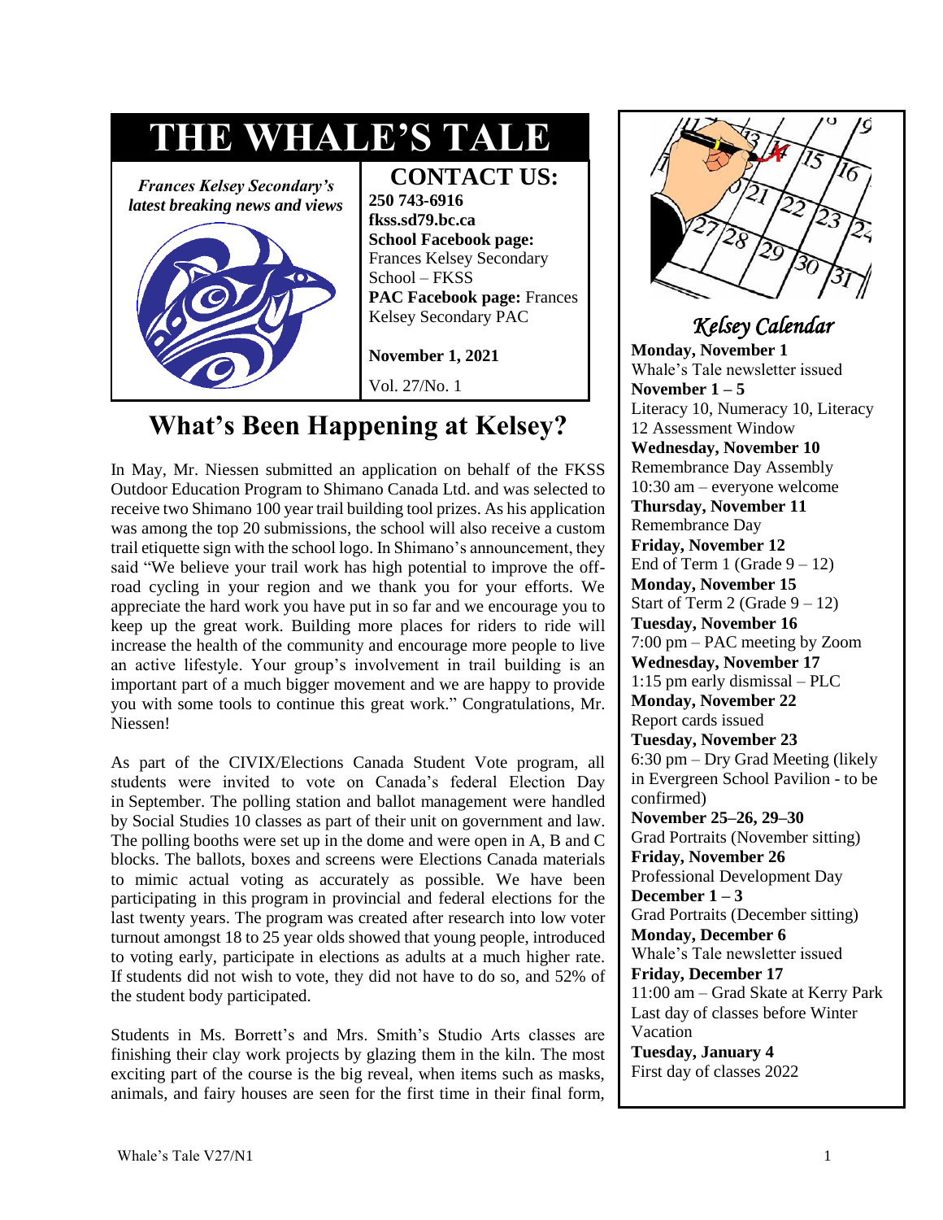# THE WHALE'S TALE

*Frances Kelsey Secondary's latest breaking news and views*

## CONTACT US:

**250 743-6916**
**fkss.sd79.bc.ca**
**School Facebook page:** Frances Kelsey Secondary School – FKSS
**PAC Facebook page:** Frances Kelsey Secondary PAC

**November 1, 2021**

Vol. 27/No. 1

## What's Been Happening at Kelsey?

In May, Mr. Niessen submitted an application on behalf of the FKSS Outdoor Education Program to Shimano Canada Ltd. and was selected to receive two Shimano 100 year trail building tool prizes. As his application was among the top 20 submissions, the school will also receive a custom trail etiquette sign with the school logo. In Shimano's announcement, they said "We believe your trail work has high potential to improve the off-road cycling in your region and we thank you for your efforts. We appreciate the hard work you have put in so far and we encourage you to keep up the great work. Building more places for riders to ride will increase the health of the community and encourage more people to live an active lifestyle. Your group's involvement in trail building is an important part of a much bigger movement and we are happy to provide you with some tools to continue this great work." Congratulations, Mr. Niessen!

As part of the CIVIX/Elections Canada Student Vote program, all students were invited to vote on Canada's federal Election Day in September. The polling station and ballot management were handled by Social Studies 10 classes as part of their unit on government and law. The polling booths were set up in the dome and were open in A, B and C blocks. The ballots, boxes and screens were Elections Canada materials to mimic actual voting as accurately as possible. We have been participating in this program in provincial and federal elections for the last twenty years. The program was created after research into low voter turnout amongst 18 to 25 year olds showed that young people, introduced to voting early, participate in elections as adults at a much higher rate. If students did not wish to vote, they did not have to do so, and 52% of the student body participated.

Students in Ms. Borrett's and Mrs. Smith's Studio Arts classes are finishing their clay work projects by glazing them in the kiln. The most exciting part of the course is the big reveal, when items such as masks, animals, and fairy houses are seen for the first time in their final form,

## *Kelsey Calendar*

**Monday, November 1**
Whale's Tale newsletter issued

**November 1 – 5**
Literacy 10, Numeracy 10, Literacy 12 Assessment Window

**Wednesday, November 10**
Remembrance Day Assembly
10:30 am – everyone welcome

**Thursday, November 11**
Remembrance Day

**Friday, November 12**
End of Term 1 (Grade 9 – 12)

**Monday, November 15**
Start of Term 2 (Grade 9 – 12)

**Tuesday, November 16**
7:00 pm – PAC meeting by Zoom

**Wednesday, November 17**
1:15 pm early dismissal – PLC

**Monday, November 22**
Report cards issued

**Tuesday, November 23**
6:30 pm – Dry Grad Meeting (likely in Evergreen School Pavilion - to be confirmed)

**November 25–26, 29–30**
Grad Portraits (November sitting)

**Friday, November 26**
Professional Development Day

**December 1 – 3**
Grad Portraits (December sitting)

**Monday, December 6**
Whale's Tale newsletter issued

**Friday, December 17**
11:00 am – Grad Skate at Kerry Park
Last day of classes before Winter Vacation

**Tuesday, January 4**
First day of classes 2022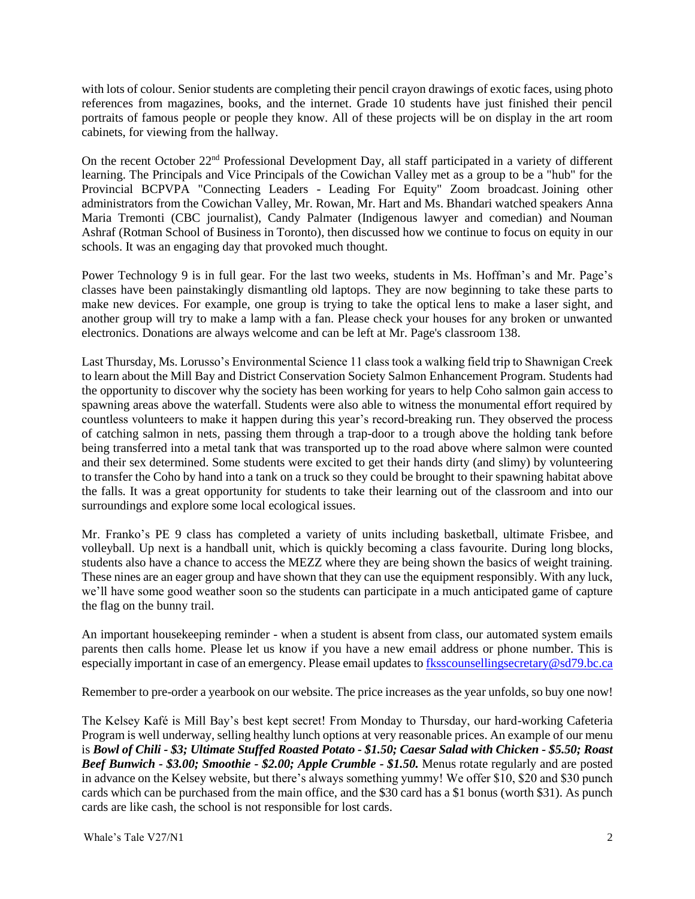with lots of colour. Senior students are completing their pencil crayon drawings of exotic faces, using photo references from magazines, books, and the internet. Grade 10 students have just finished their pencil portraits of famous people or people they know. All of these projects will be on display in the art room cabinets, for viewing from the hallway.

On the recent October 22nd Professional Development Day, all staff participated in a variety of different learning. The Principals and Vice Principals of the Cowichan Valley met as a group to be a "hub" for the Provincial BCPVPA "Connecting Leaders - Leading For Equity" Zoom broadcast. Joining other administrators from the Cowichan Valley, Mr. Rowan, Mr. Hart and Ms. Bhandari watched speakers Anna Maria Tremonti (CBC journalist), Candy Palmater (Indigenous lawyer and comedian) and Nouman Ashraf (Rotman School of Business in Toronto), then discussed how we continue to focus on equity in our schools. It was an engaging day that provoked much thought.

Power Technology 9 is in full gear. For the last two weeks, students in Ms. Hoffman's and Mr. Page's classes have been painstakingly dismantling old laptops. They are now beginning to take these parts to make new devices. For example, one group is trying to take the optical lens to make a laser sight, and another group will try to make a lamp with a fan. Please check your houses for any broken or unwanted electronics. Donations are always welcome and can be left at Mr. Page's classroom 138.

Last Thursday, Ms. Lorusso's Environmental Science 11 class took a walking field trip to Shawnigan Creek to learn about the Mill Bay and District Conservation Society Salmon Enhancement Program. Students had the opportunity to discover why the society has been working for years to help Coho salmon gain access to spawning areas above the waterfall. Students were also able to witness the monumental effort required by countless volunteers to make it happen during this year's record-breaking run. They observed the process of catching salmon in nets, passing them through a trap-door to a trough above the holding tank before being transferred into a metal tank that was transported up to the road above where salmon were counted and their sex determined. Some students were excited to get their hands dirty (and slimy) by volunteering to transfer the Coho by hand into a tank on a truck so they could be brought to their spawning habitat above the falls. It was a great opportunity for students to take their learning out of the classroom and into our surroundings and explore some local ecological issues.

Mr. Franko's PE 9 class has completed a variety of units including basketball, ultimate Frisbee, and volleyball. Up next is a handball unit, which is quickly becoming a class favourite. During long blocks, students also have a chance to access the MEZZ where they are being shown the basics of weight training. These nines are an eager group and have shown that they can use the equipment responsibly. With any luck, we'll have some good weather soon so the students can participate in a much anticipated game of capture the flag on the bunny trail.

An important housekeeping reminder - when a student is absent from class, our automated system emails parents then calls home. Please let us know if you have a new email address or phone number. This is especially important in case of an emergency. Please email updates to fksscounsellingsecretary@sd79.bc.ca

Remember to pre-order a yearbook on our website. The price increases as the year unfolds, so buy one now!

The Kelsey Kafé is Mill Bay's best kept secret! From Monday to Thursday, our hard-working Cafeteria Program is well underway, selling healthy lunch options at very reasonable prices. An example of our menu is ***Bowl of Chili - $3; Ultimate Stuffed Roasted Potato - $1.50; Caesar Salad with Chicken - $5.50; Roast Beef Bunwich - $3.00; Smoothie - $2.00; Apple Crumble - $1.50.*** Menus rotate regularly and are posted in advance on the Kelsey website, but there's always something yummy! We offer $10, $20 and $30 punch cards which can be purchased from the main office, and the $30 card has a $1 bonus (worth $31). As punch cards are like cash, the school is not responsible for lost cards.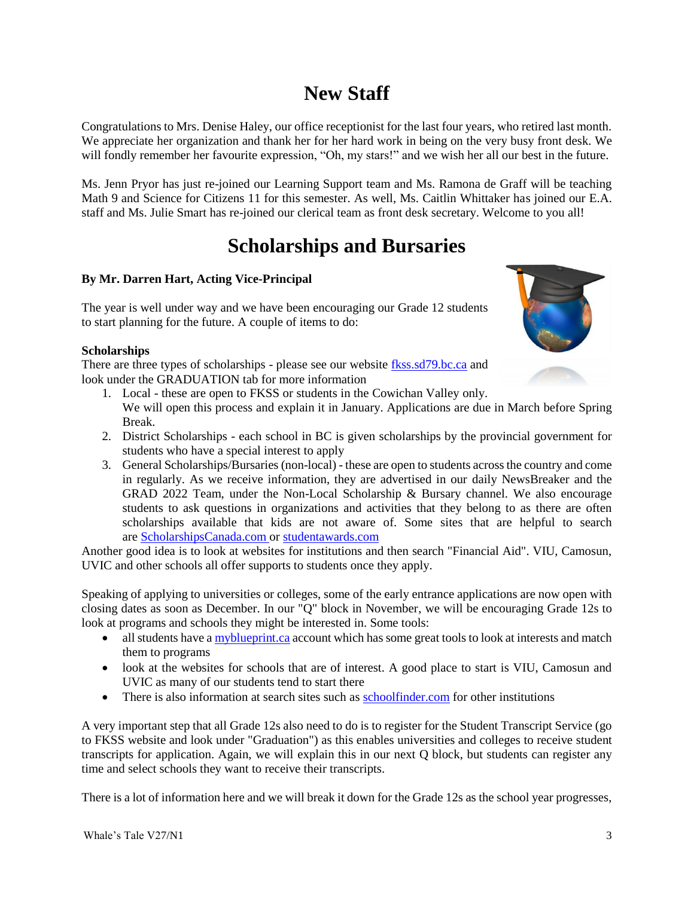# New Staff

Congratulations to Mrs. Denise Haley, our office receptionist for the last four years, who retired last month. We appreciate her organization and thank her for her hard work in being on the very busy front desk. We will fondly remember her favourite expression, "Oh, my stars!" and we wish her all our best in the future.

Ms. Jenn Pryor has just re-joined our Learning Support team and Ms. Ramona de Graff will be teaching Math 9 and Science for Citizens 11 for this semester. As well, Ms. Caitlin Whittaker has joined our E.A. staff and Ms. Julie Smart has re-joined our clerical team as front desk secretary. Welcome to you all!

# Scholarships and Bursaries

**By Mr. Darren Hart, Acting Vice-Principal**

The year is well under way and we have been encouraging our Grade 12 students to start planning for the future. A couple of items to do:

**Scholarships**

There are three types of scholarships - please see our website fkss.sd79.bc.ca and look under the GRADUATION tab for more information

1. Local - these are open to FKSS or students in the Cowichan Valley only. We will open this process and explain it in January. Applications are due in March before Spring Break.
2. District Scholarships - each school in BC is given scholarships by the provincial government for students who have a special interest to apply
3. General Scholarships/Bursaries (non-local) - these are open to students across the country and come in regularly. As we receive information, they are advertised in our daily NewsBreaker and the GRAD 2022 Team, under the Non-Local Scholarship & Bursary channel. We also encourage students to ask questions in organizations and activities that they belong to as there are often scholarships available that kids are not aware of. Some sites that are helpful to search are ScholarshipsCanada.com or studentawards.com

Another good idea is to look at websites for institutions and then search "Financial Aid". VIU, Camosun, UVIC and other schools all offer supports to students once they apply.

Speaking of applying to universities or colleges, some of the early entrance applications are now open with closing dates as soon as December. In our "Q" block in November, we will be encouraging Grade 12s to look at programs and schools they might be interested in. Some tools:

- all students have a myblueprint.ca account which has some great tools to look at interests and match them to programs
- look at the websites for schools that are of interest. A good place to start is VIU, Camosun and UVIC as many of our students tend to start there
- There is also information at search sites such as schoolfinder.com for other institutions

A very important step that all Grade 12s also need to do is to register for the Student Transcript Service (go to FKSS website and look under "Graduation") as this enables universities and colleges to receive student transcripts for application. Again, we will explain this in our next Q block, but students can register any time and select schools they want to receive their transcripts.

There is a lot of information here and we will break it down for the Grade 12s as the school year progresses,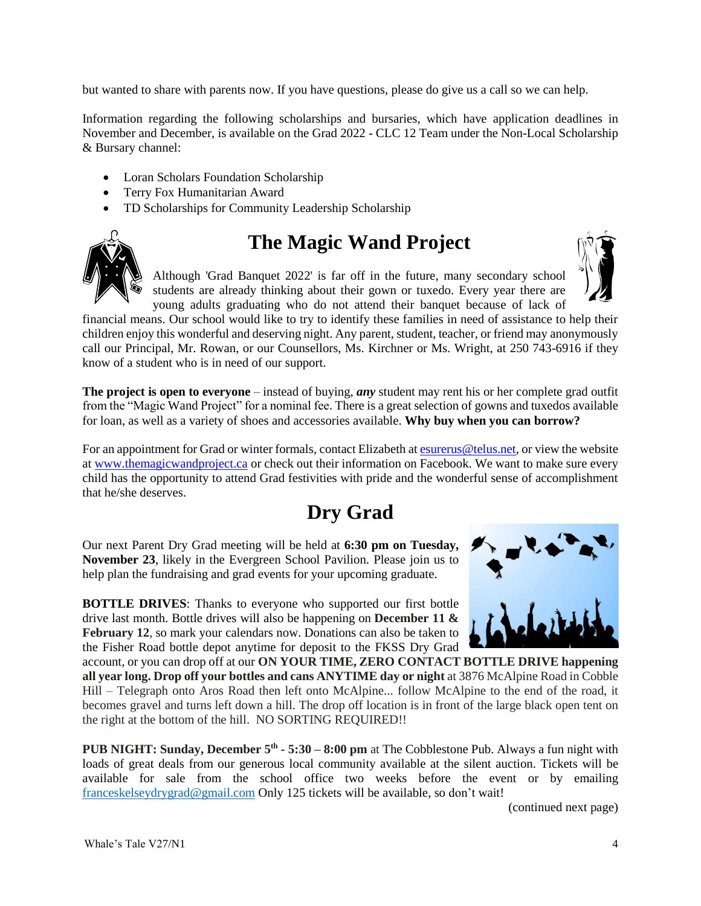but wanted to share with parents now. If you have questions, please do give us a call so we can help.

Information regarding the following scholarships and bursaries, which have application deadlines in November and December, is available on the Grad 2022 - CLC 12 Team under the Non-Local Scholarship & Bursary channel:

- Loran Scholars Foundation Scholarship
- Terry Fox Humanitarian Award
- TD Scholarships for Community Leadership Scholarship

## The Magic Wand Project

Although 'Grad Banquet 2022' is far off in the future, many secondary school students are already thinking about their gown or tuxedo. Every year there are young adults graduating who do not attend their banquet because of lack of financial means. Our school would like to try to identify these families in need of assistance to help their children enjoy this wonderful and deserving night. Any parent, student, teacher, or friend may anonymously call our Principal, Mr. Rowan, or our Counsellors, Ms. Kirchner or Ms. Wright, at 250 743-6916 if they know of a student who is in need of our support.

**The project is open to everyone** – instead of buying, ***any*** student may rent his or her complete grad outfit from the "Magic Wand Project" for a nominal fee. There is a great selection of gowns and tuxedos available for loan, as well as a variety of shoes and accessories available. **Why buy when you can borrow?**

For an appointment for Grad or winter formals, contact Elizabeth at esurerus@telus.net, or view the website at www.themagicwandproject.ca or check out their information on Facebook. We want to make sure every child has the opportunity to attend Grad festivities with pride and the wonderful sense of accomplishment that he/she deserves.

## Dry Grad

Our next Parent Dry Grad meeting will be held at **6:30 pm on Tuesday, November 23**, likely in the Evergreen School Pavilion. Please join us to help plan the fundraising and grad events for your upcoming graduate.

**BOTTLE DRIVES**: Thanks to everyone who supported our first bottle drive last month. Bottle drives will also be happening on **December 11 & February 12**, so mark your calendars now. Donations can also be taken to the Fisher Road bottle depot anytime for deposit to the FKSS Dry Grad account, or you can drop off at our **ON YOUR TIME, ZERO CONTACT BOTTLE DRIVE happening all year long. Drop off your bottles and cans ANYTIME day or night** at 3876 McAlpine Road in Cobble Hill – Telegraph onto Aros Road then left onto McAlpine... follow McAlpine to the end of the road, it becomes gravel and turns left down a hill. The drop off location is in front of the large black open tent on the right at the bottom of the hill. NO SORTING REQUIRED!!

**PUB NIGHT: Sunday, December 5th - 5:30 – 8:00 pm** at The Cobblestone Pub. Always a fun night with loads of great deals from our generous local community available at the silent auction. Tickets will be available for sale from the school office two weeks before the event or by emailing franceskelseydrygrad@gmail.com Only 125 tickets will be available, so don't wait!

(continued next page)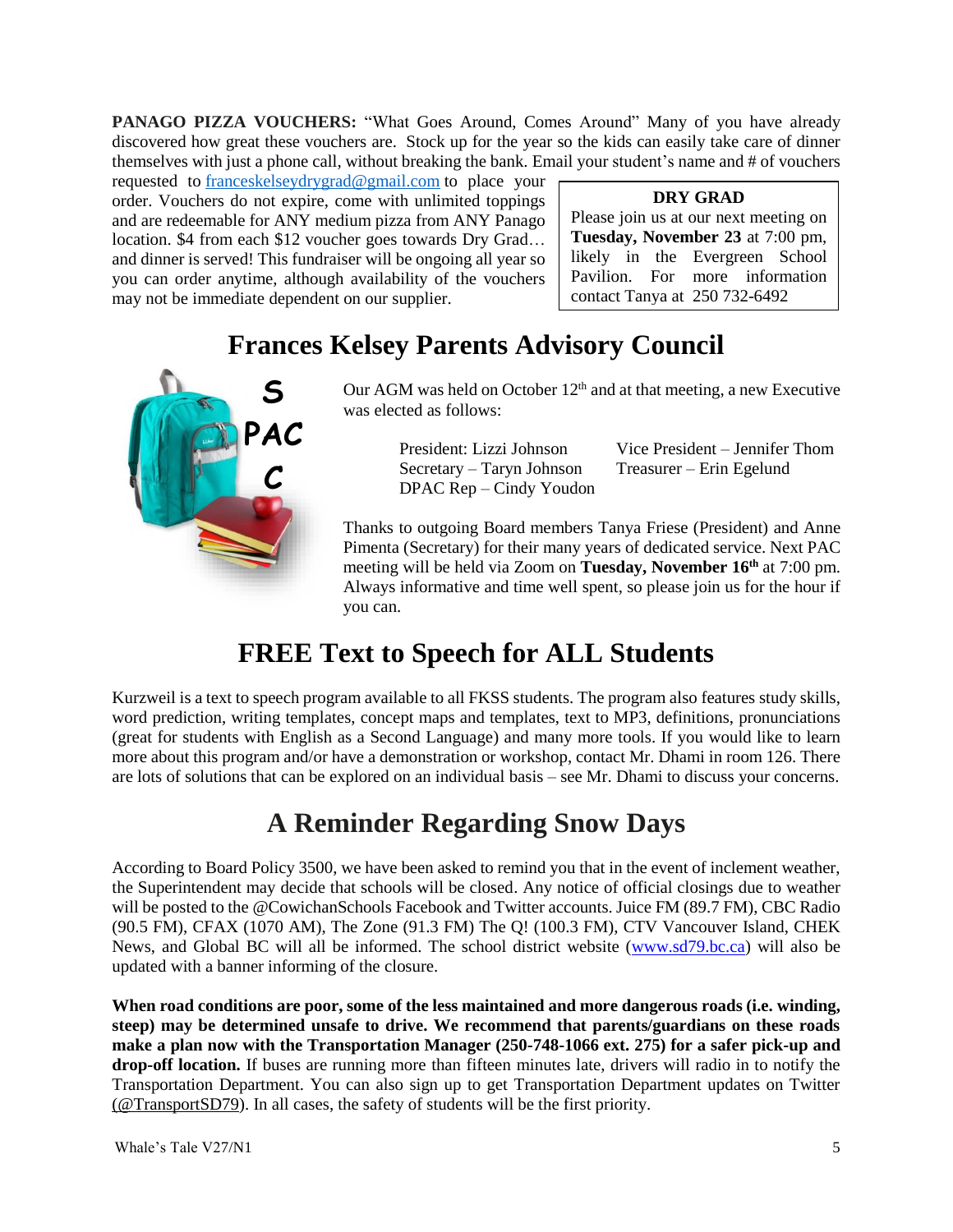**PANAGO PIZZA VOUCHERS:** "What Goes Around, Comes Around" Many of you have already discovered how great these vouchers are. Stock up for the year so the kids can easily take care of dinner themselves with just a phone call, without breaking the bank. Email your student's name and # of vouchers requested to franceskelseydrygrad@gmail.com to place your order. Vouchers do not expire, come with unlimited toppings and are redeemable for ANY medium pizza from ANY Panago location. $4 from each $12 voucher goes towards Dry Grad… and dinner is served! This fundraiser will be ongoing all year so you can order anytime, although availability of the vouchers may not be immediate dependent on our supplier.

**DRY GRAD**
Please join us at our next meeting on **Tuesday, November 23** at 7:00 pm, likely in the Evergreen School Pavilion. For more information contact Tanya at 250 732-6492

# Frances Kelsey Parents Advisory Council

S PAC C

Our AGM was held on October 12th and at that meeting, a new Executive was elected as follows:

President: Lizzi Johnson
Vice President – Jennifer Thom
Secretary – Taryn Johnson
Treasurer – Erin Egelund
DPAC Rep – Cindy Youdon

Thanks to outgoing Board members Tanya Friese (President) and Anne Pimenta (Secretary) for their many years of dedicated service. Next PAC meeting will be held via Zoom on **Tuesday, November 16th** at 7:00 pm. Always informative and time well spent, so please join us for the hour if you can.

# FREE Text to Speech for ALL Students

Kurzweil is a text to speech program available to all FKSS students. The program also features study skills, word prediction, writing templates, concept maps and templates, text to MP3, definitions, pronunciations (great for students with English as a Second Language) and many more tools. If you would like to learn more about this program and/or have a demonstration or workshop, contact Mr. Dhami in room 126. There are lots of solutions that can be explored on an individual basis – see Mr. Dhami to discuss your concerns.

# A Reminder Regarding Snow Days

According to Board Policy 3500, we have been asked to remind you that in the event of inclement weather, the Superintendent may decide that schools will be closed. Any notice of official closings due to weather will be posted to the @CowichanSchools Facebook and Twitter accounts. Juice FM (89.7 FM), CBC Radio (90.5 FM), CFAX (1070 AM), The Zone (91.3 FM) The Q! (100.3 FM), CTV Vancouver Island, CHEK News, and Global BC will all be informed. The school district website (www.sd79.bc.ca) will also be updated with a banner informing of the closure.

**When road conditions are poor, some of the less maintained and more dangerous roads (i.e. winding, steep) may be determined unsafe to drive. We recommend that parents/guardians on these roads make a plan now with the Transportation Manager (250-748-1066 ext. 275) for a safer pick-up and drop-off location.** If buses are running more than fifteen minutes late, drivers will radio in to notify the Transportation Department. You can also sign up to get Transportation Department updates on Twitter (@TransportSD79). In all cases, the safety of students will be the first priority.

Whale's Tale V27/N1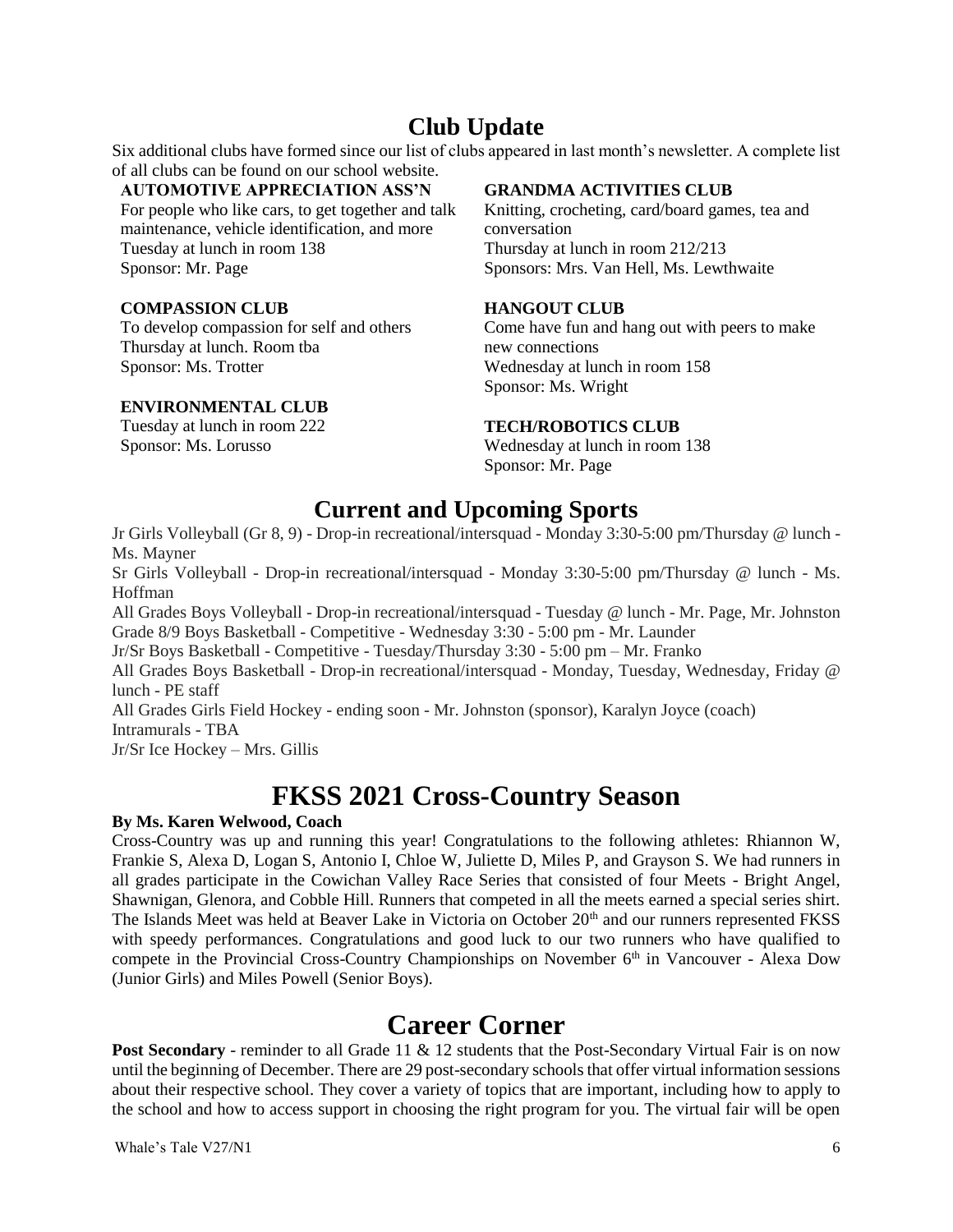## Club Update

Six additional clubs have formed since our list of clubs appeared in last month's newsletter. A complete list of all clubs can be found on our school website.

**AUTOMOTIVE APPRECIATION ASS'N**
For people who like cars, to get together and talk maintenance, vehicle identification, and more
Tuesday at lunch in room 138
Sponsor: Mr. Page

**COMPASSION CLUB**
To develop compassion for self and others
Thursday at lunch. Room tba
Sponsor: Ms. Trotter

**ENVIRONMENTAL CLUB**
Tuesday at lunch in room 222
Sponsor: Ms. Lorusso

**GRANDMA ACTIVITIES CLUB**
Knitting, crocheting, card/board games, tea and conversation
Thursday at lunch in room 212/213
Sponsors: Mrs. Van Hell, Ms. Lewthwaite

**HANGOUT CLUB**
Come have fun and hang out with peers to make new connections
Wednesday at lunch in room 158
Sponsor: Ms. Wright

**TECH/ROBOTICS CLUB**
Wednesday at lunch in room 138
Sponsor: Mr. Page

## Current and Upcoming Sports

Jr Girls Volleyball (Gr 8, 9) - Drop-in recreational/intersquad - Monday 3:30-5:00 pm/Thursday @ lunch - Ms. Mayner

Sr Girls Volleyball - Drop-in recreational/intersquad - Monday 3:30-5:00 pm/Thursday @ lunch - Ms. Hoffman

All Grades Boys Volleyball - Drop-in recreational/intersquad - Tuesday @ lunch - Mr. Page, Mr. Johnston

Grade 8/9 Boys Basketball - Competitive - Wednesday 3:30 - 5:00 pm - Mr. Launder

Jr/Sr Boys Basketball - Competitive - Tuesday/Thursday 3:30 - 5:00 pm – Mr. Franko

All Grades Boys Basketball - Drop-in recreational/intersquad - Monday, Tuesday, Wednesday, Friday @ lunch - PE staff

All Grades Girls Field Hockey - ending soon - Mr. Johnston (sponsor), Karalyn Joyce (coach)

Intramurals - TBA

Jr/Sr Ice Hockey – Mrs. Gillis

# FKSS 2021 Cross-Country Season

**By Ms. Karen Welwood, Coach**

Cross-Country was up and running this year! Congratulations to the following athletes: Rhiannon W, Frankie S, Alexa D, Logan S, Antonio I, Chloe W, Juliette D, Miles P, and Grayson S. We had runners in all grades participate in the Cowichan Valley Race Series that consisted of four Meets - Bright Angel, Shawnigan, Glenora, and Cobble Hill. Runners that competed in all the meets earned a special series shirt. The Islands Meet was held at Beaver Lake in Victoria on October 20th and our runners represented FKSS with speedy performances. Congratulations and good luck to our two runners who have qualified to compete in the Provincial Cross-Country Championships on November 6th in Vancouver - Alexa Dow (Junior Girls) and Miles Powell (Senior Boys).

# Career Corner

**Post Secondary** - reminder to all Grade 11 & 12 students that the Post-Secondary Virtual Fair is on now until the beginning of December. There are 29 post-secondary schools that offer virtual information sessions about their respective school. They cover a variety of topics that are important, including how to apply to the school and how to access support in choosing the right program for you. The virtual fair will be open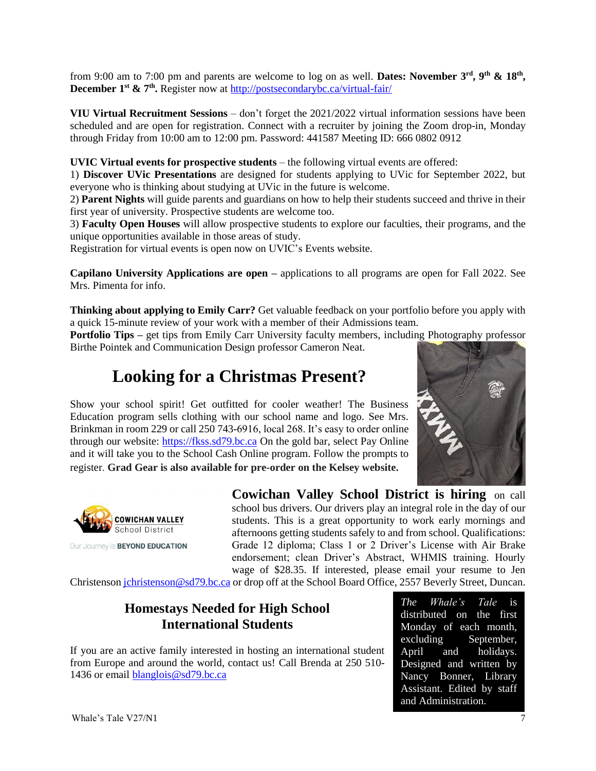from 9:00 am to 7:00 pm and parents are welcome to log on as well. **Dates: November 3rd, 9th & 18th, December 1st & 7th.** Register now at http://postsecondarybc.ca/virtual-fair/

**VIU Virtual Recruitment Sessions** – don't forget the 2021/2022 virtual information sessions have been scheduled and are open for registration. Connect with a recruiter by joining the Zoom drop-in, Monday through Friday from 10:00 am to 12:00 pm. Password: 441587 Meeting ID: 666 0802 0912

**UVIC Virtual events for prospective students** – the following virtual events are offered:
1) **Discover UVic Presentations** are designed for students applying to UVic for September 2022, but everyone who is thinking about studying at UVic in the future is welcome.
2) **Parent Nights** will guide parents and guardians on how to help their students succeed and thrive in their first year of university. Prospective students are welcome too.
3) **Faculty Open Houses** will allow prospective students to explore our faculties, their programs, and the unique opportunities available in those areas of study.
Registration for virtual events is open now on UVIC's Events website.

**Capilano University Applications are open** – applications to all programs are open for Fall 2022. See Mrs. Pimenta for info.

**Thinking about applying to Emily Carr?** Get valuable feedback on your portfolio before you apply with a quick 15-minute review of your work with a member of their Admissions team.
**Portfolio Tips** – get tips from Emily Carr University faculty members, including Photography professor Birthe Pointek and Communication Design professor Cameron Neat.

# Looking for a Christmas Present?

Show your school spirit! Get outfitted for cooler weather! The Business Education program sells clothing with our school name and logo. See Mrs. Brinkman in room 229 or call 250 743-6916, local 268. It's easy to order online through our website: https://fkss.sd79.bc.ca On the gold bar, select Pay Online and it will take you to the School Cash Online program. Follow the prompts to register. **Grad Gear is also available for pre-order on the Kelsey website.**

COWICHAN VALLEY School District

Our Journey is BEYOND EDUCATION

**Cowichan Valley School District is hiring** on call school bus drivers. Our drivers play an integral role in the day of our students. This is a great opportunity to work early mornings and afternoons getting students safely to and from school. Qualifications: Grade 12 diploma; Class 1 or 2 Driver's License with Air Brake endorsement; clean Driver's Abstract, WHMIS training. Hourly wage of $28.35. If interested, please email your resume to Jen Christenson jchristenson@sd79.bc.ca or drop off at the School Board Office, 2557 Beverly Street, Duncan.

## Homestays Needed for High School International Students

If you are an active family interested in hosting an international student from Europe and around the world, contact us! Call Brenda at 250 510-1436 or email blanglois@sd79.bc.ca

*The Whale's Tale* is distributed on the first Monday of each month, excluding September, April and holidays. Designed and written by Nancy Bonner, Library Assistant. Edited by staff and Administration.